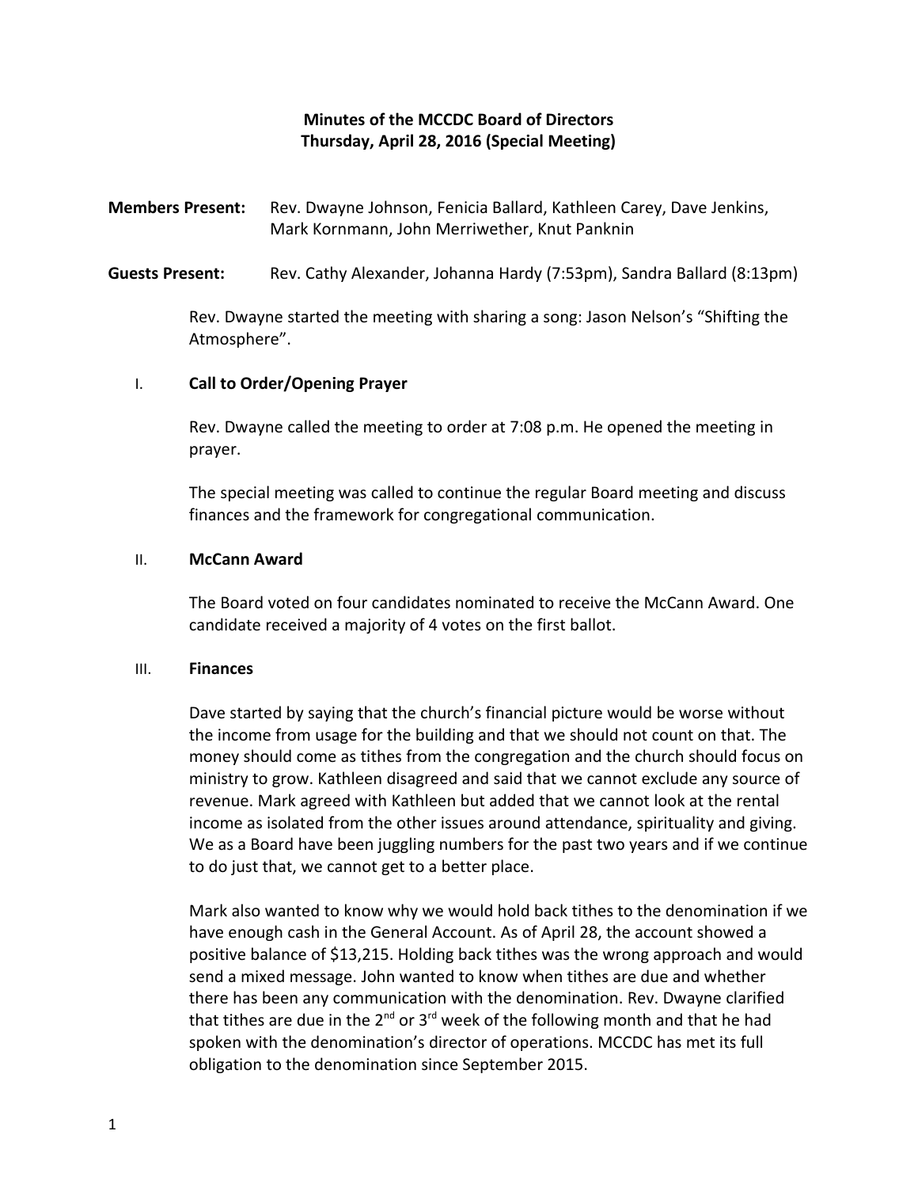**Minutes of the MCCDC Board of Directors**
**Thursday, April 28, 2016 (Special Meeting)**

**Members Present:** Rev. Dwayne Johnson, Fenicia Ballard, Kathleen Carey, Dave Jenkins, Mark Kornmann, John Merriwether, Knut Panknin

**Guests Present:** Rev. Cathy Alexander, Johanna Hardy (7:53pm), Sandra Ballard (8:13pm)

Rev. Dwayne started the meeting with sharing a song: Jason Nelson's "Shifting the Atmosphere".

## I. Call to Order/Opening Prayer

Rev. Dwayne called the meeting to order at 7:08 p.m. He opened the meeting in prayer.

The special meeting was called to continue the regular Board meeting and discuss finances and the framework for congregational communication.

## II. McCann Award

The Board voted on four candidates nominated to receive the McCann Award. One candidate received a majority of 4 votes on the first ballot.

## III. Finances

Dave started by saying that the church's financial picture would be worse without the income from usage for the building and that we should not count on that. The money should come as tithes from the congregation and the church should focus on ministry to grow. Kathleen disagreed and said that we cannot exclude any source of revenue. Mark agreed with Kathleen but added that we cannot look at the rental income as isolated from the other issues around attendance, spirituality and giving. We as a Board have been juggling numbers for the past two years and if we continue to do just that, we cannot get to a better place.

Mark also wanted to know why we would hold back tithes to the denomination if we have enough cash in the General Account. As of April 28, the account showed a positive balance of $13,215. Holding back tithes was the wrong approach and would send a mixed message. John wanted to know when tithes are due and whether there has been any communication with the denomination. Rev. Dwayne clarified that tithes are due in the 2nd or 3rd week of the following month and that he had spoken with the denomination's director of operations. MCCDC has met its full obligation to the denomination since September 2015.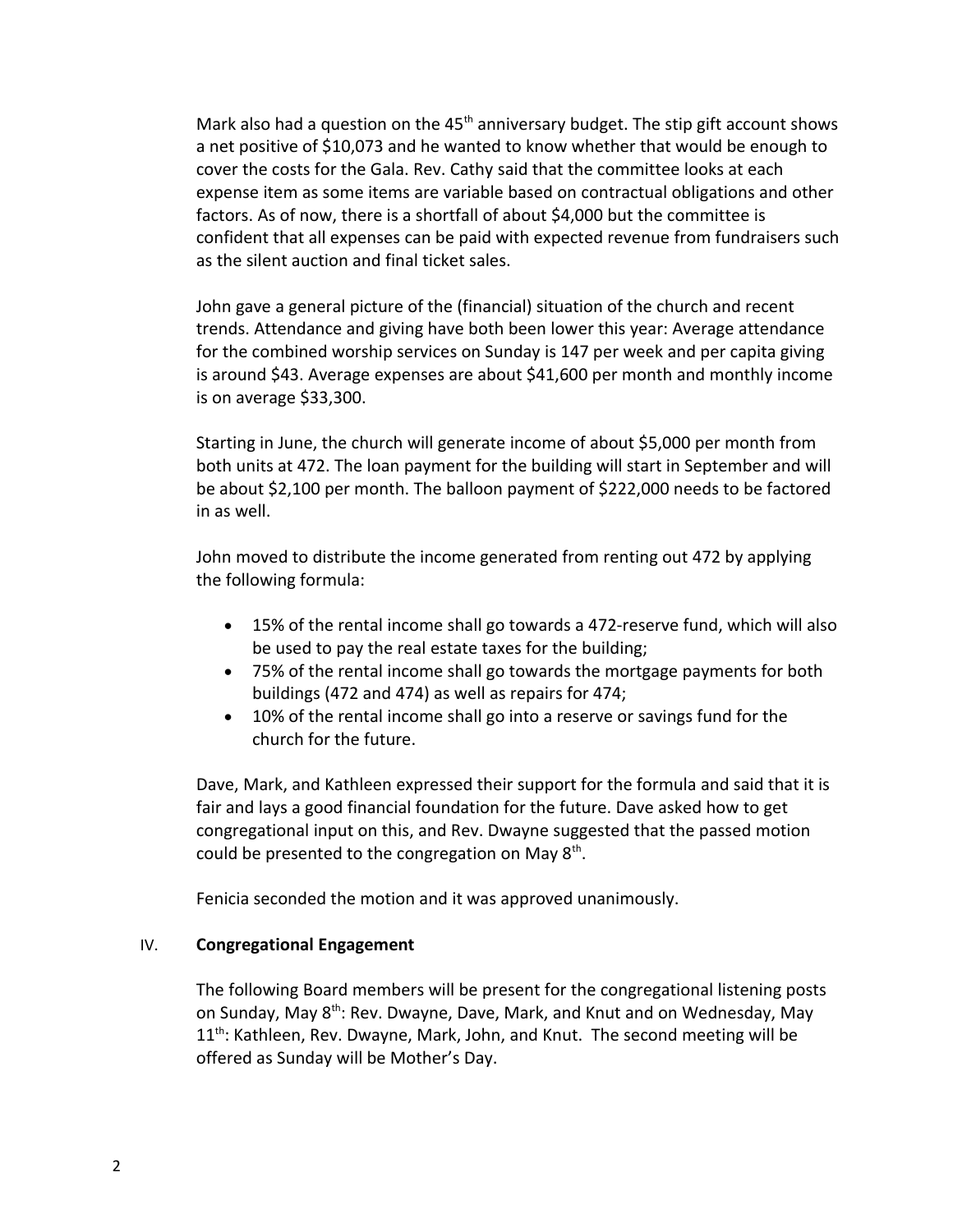Mark also had a question on the 45th anniversary budget. The stip gift account shows a net positive of $10,073 and he wanted to know whether that would be enough to cover the costs for the Gala. Rev. Cathy said that the committee looks at each expense item as some items are variable based on contractual obligations and other factors. As of now, there is a shortfall of about $4,000 but the committee is confident that all expenses can be paid with expected revenue from fundraisers such as the silent auction and final ticket sales.

John gave a general picture of the (financial) situation of the church and recent trends. Attendance and giving have both been lower this year: Average attendance for the combined worship services on Sunday is 147 per week and per capita giving is around $43. Average expenses are about $41,600 per month and monthly income is on average $33,300.

Starting in June, the church will generate income of about $5,000 per month from both units at 472. The loan payment for the building will start in September and will be about $2,100 per month. The balloon payment of $222,000 needs to be factored in as well.

John moved to distribute the income generated from renting out 472 by applying the following formula:

- 15% of the rental income shall go towards a 472-reserve fund, which will also be used to pay the real estate taxes for the building;
- 75% of the rental income shall go towards the mortgage payments for both buildings (472 and 474) as well as repairs for 474;
- 10% of the rental income shall go into a reserve or savings fund for the church for the future.

Dave, Mark, and Kathleen expressed their support for the formula and said that it is fair and lays a good financial foundation for the future. Dave asked how to get congregational input on this, and Rev. Dwayne suggested that the passed motion could be presented to the congregation on May 8th.

Fenicia seconded the motion and it was approved unanimously.

## IV. **Congregational Engagement**

The following Board members will be present for the congregational listening posts on Sunday, May 8th: Rev. Dwayne, Dave, Mark, and Knut and on Wednesday, May 11th: Kathleen, Rev. Dwayne, Mark, John, and Knut. The second meeting will be offered as Sunday will be Mother's Day.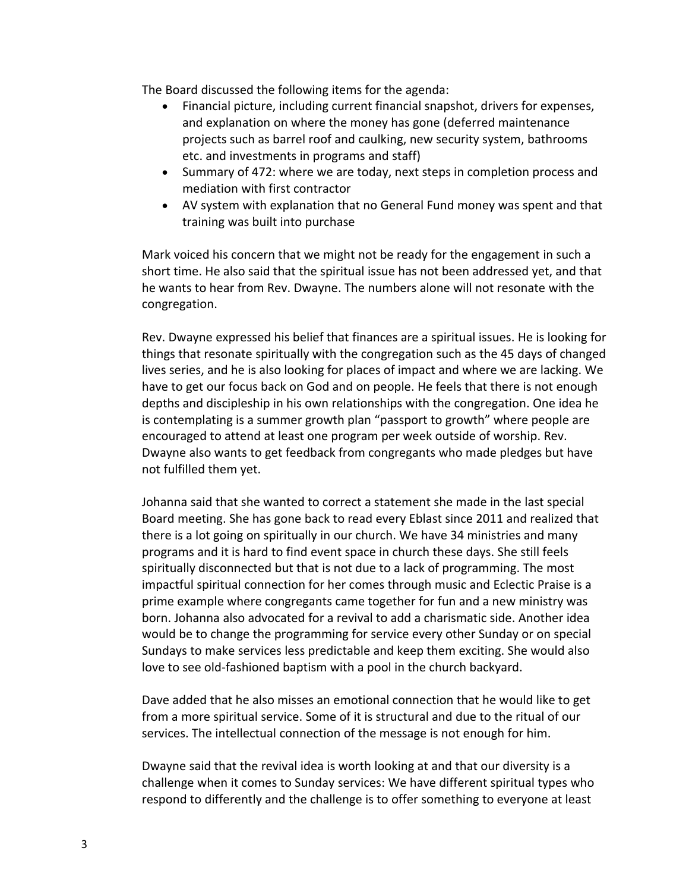The Board discussed the following items for the agenda:

- Financial picture, including current financial snapshot, drivers for expenses, and explanation on where the money has gone (deferred maintenance projects such as barrel roof and caulking, new security system, bathrooms etc. and investments in programs and staff)
- Summary of 472: where we are today, next steps in completion process and mediation with first contractor
- AV system with explanation that no General Fund money was spent and that training was built into purchase

Mark voiced his concern that we might not be ready for the engagement in such a short time. He also said that the spiritual issue has not been addressed yet, and that he wants to hear from Rev. Dwayne. The numbers alone will not resonate with the congregation.

Rev. Dwayne expressed his belief that finances are a spiritual issues. He is looking for things that resonate spiritually with the congregation such as the 45 days of changed lives series, and he is also looking for places of impact and where we are lacking. We have to get our focus back on God and on people. He feels that there is not enough depths and discipleship in his own relationships with the congregation. One idea he is contemplating is a summer growth plan "passport to growth" where people are encouraged to attend at least one program per week outside of worship. Rev. Dwayne also wants to get feedback from congregants who made pledges but have not fulfilled them yet.

Johanna said that she wanted to correct a statement she made in the last special Board meeting. She has gone back to read every Eblast since 2011 and realized that there is a lot going on spiritually in our church. We have 34 ministries and many programs and it is hard to find event space in church these days. She still feels spiritually disconnected but that is not due to a lack of programming. The most impactful spiritual connection for her comes through music and Eclectic Praise is a prime example where congregants came together for fun and a new ministry was born. Johanna also advocated for a revival to add a charismatic side. Another idea would be to change the programming for service every other Sunday or on special Sundays to make services less predictable and keep them exciting. She would also love to see old-fashioned baptism with a pool in the church backyard.

Dave added that he also misses an emotional connection that he would like to get from a more spiritual service. Some of it is structural and due to the ritual of our services. The intellectual connection of the message is not enough for him.

Dwayne said that the revival idea is worth looking at and that our diversity is a challenge when it comes to Sunday services: We have different spiritual types who respond to differently and the challenge is to offer something to everyone at least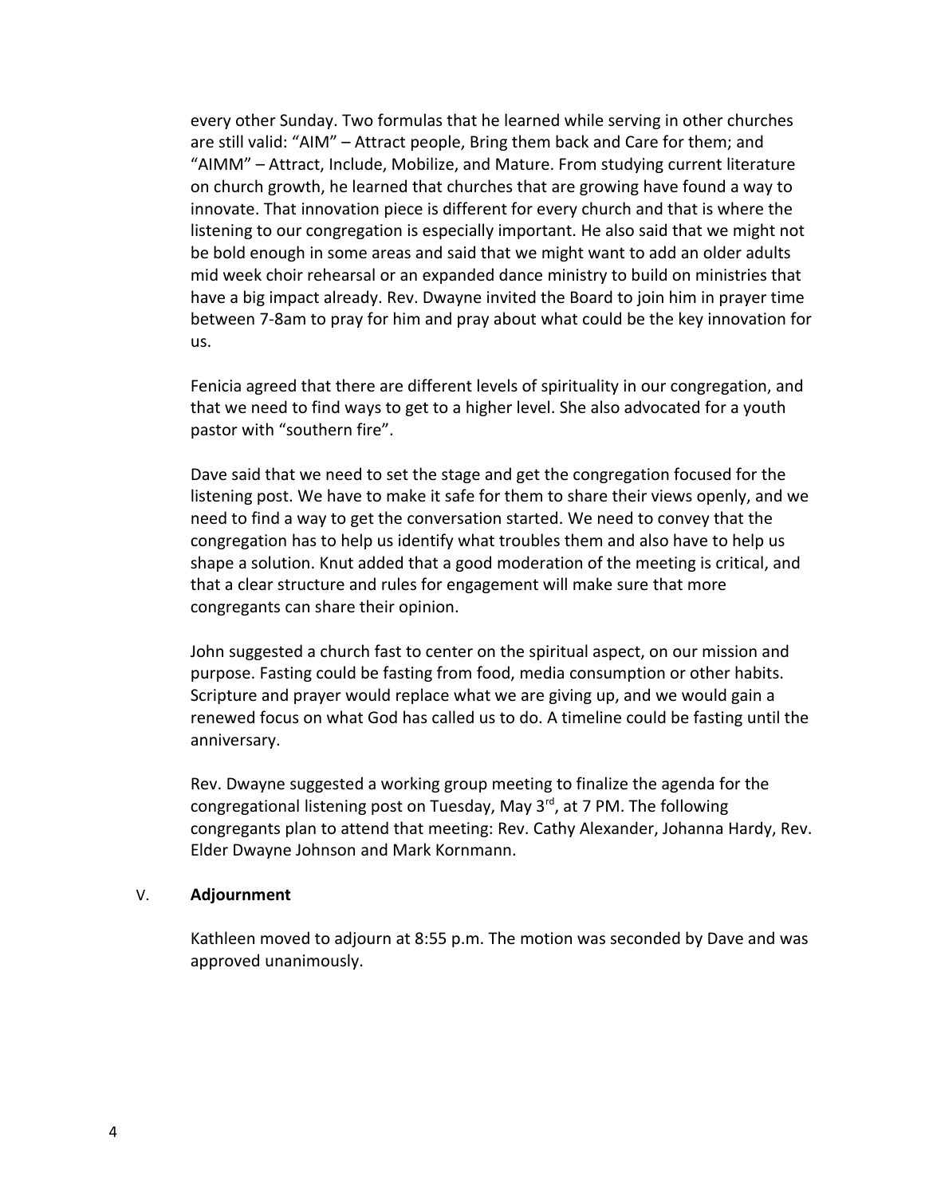every other Sunday. Two formulas that he learned while serving in other churches are still valid: "AIM" – Attract people, Bring them back and Care for them; and "AIMM" – Attract, Include, Mobilize, and Mature. From studying current literature on church growth, he learned that churches that are growing have found a way to innovate. That innovation piece is different for every church and that is where the listening to our congregation is especially important. He also said that we might not be bold enough in some areas and said that we might want to add an older adults mid week choir rehearsal or an expanded dance ministry to build on ministries that have a big impact already. Rev. Dwayne invited the Board to join him in prayer time between 7-8am to pray for him and pray about what could be the key innovation for us.

Fenicia agreed that there are different levels of spirituality in our congregation, and that we need to find ways to get to a higher level. She also advocated for a youth pastor with "southern fire".

Dave said that we need to set the stage and get the congregation focused for the listening post. We have to make it safe for them to share their views openly, and we need to find a way to get the conversation started. We need to convey that the congregation has to help us identify what troubles them and also have to help us shape a solution. Knut added that a good moderation of the meeting is critical, and that a clear structure and rules for engagement will make sure that more congregants can share their opinion.

John suggested a church fast to center on the spiritual aspect, on our mission and purpose. Fasting could be fasting from food, media consumption or other habits. Scripture and prayer would replace what we are giving up, and we would gain a renewed focus on what God has called us to do. A timeline could be fasting until the anniversary.

Rev. Dwayne suggested a working group meeting to finalize the agenda for the congregational listening post on Tuesday, May 3rd, at 7 PM. The following congregants plan to attend that meeting: Rev. Cathy Alexander, Johanna Hardy, Rev. Elder Dwayne Johnson and Mark Kornmann.

## V. **Adjournment**

Kathleen moved to adjourn at 8:55 p.m. The motion was seconded by Dave and was approved unanimously.